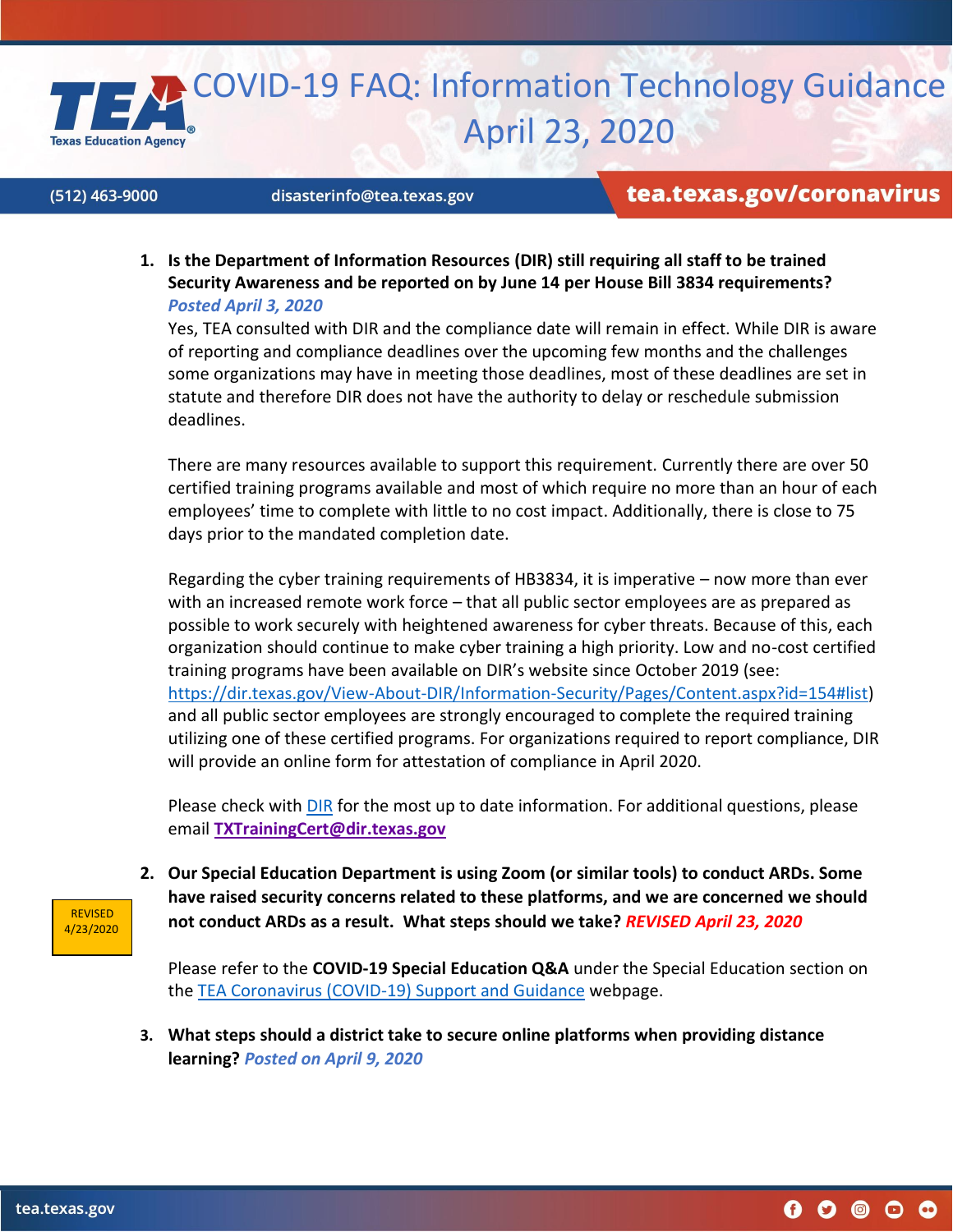# COVID-19 FAQ: Information Technology Guidance April 23, 2020

(512) 463-9000 disasterinfo@tea.texas.gov **tea.texas.gov/coronavirus**

1. **Is the Department of Information Resources (DIR) still requiring all staff to be trained Security Awareness and be reported on by June 14 per House Bill 3834 requirements?** ***Posted April 3, 2020***

   Yes, TEA consulted with DIR and the compliance date will remain in effect. While DIR is aware of reporting and compliance deadlines over the upcoming few months and the challenges some organizations may have in meeting those deadlines, most of these deadlines are set in statute and therefore DIR does not have the authority to delay or reschedule submission deadlines.

   There are many resources available to support this requirement. Currently there are over 50 certified training programs available and most of which require no more than an hour of each employees' time to complete with little to no cost impact. Additionally, there is close to 75 days prior to the mandated completion date.

   Regarding the cyber training requirements of HB3834, it is imperative – now more than ever with an increased remote work force – that all public sector employees are as prepared as possible to work securely with heightened awareness for cyber threats. Because of this, each organization should continue to make cyber training a high priority. Low and no-cost certified training programs have been available on DIR's website since October 2019 (see: https://dir.texas.gov/View-About-DIR/Information-Security/Pages/Content.aspx?id=154#list) and all public sector employees are strongly encouraged to complete the required training utilizing one of these certified programs. For organizations required to report compliance, DIR will provide an online form for attestation of compliance in April 2020.

   Please check with DIR for the most up to date information. For additional questions, please email **TXTrainingCert@dir.texas.gov**

REVISED 4/23/2020

2. **Our Special Education Department is using Zoom (or similar tools) to conduct ARDs. Some have raised security concerns related to these platforms, and we are concerned we should not conduct ARDs as a result. What steps should we take?** ***REVISED April 23, 2020***

   Please refer to the **COVID-19 Special Education Q&A** under the Special Education section on the TEA Coronavirus (COVID-19) Support and Guidance webpage.

3. **What steps should a district take to secure online platforms when providing distance learning?** ***Posted on April 9, 2020***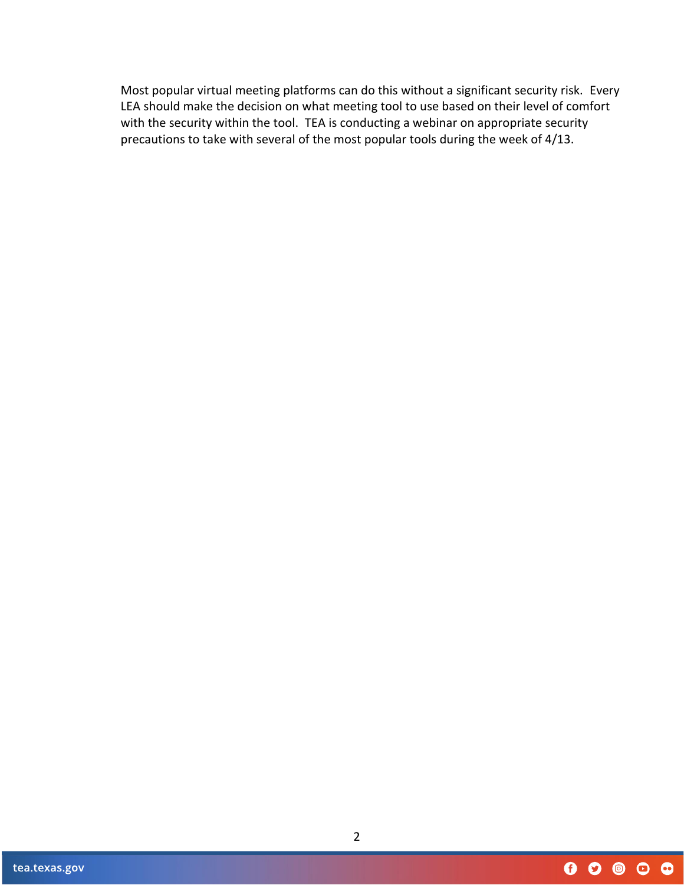Most popular virtual meeting platforms can do this without a significant security risk. Every LEA should make the decision on what meeting tool to use based on their level of comfort with the security within the tool. TEA is conducting a webinar on appropriate security precautions to take with several of the most popular tools during the week of 4/13.